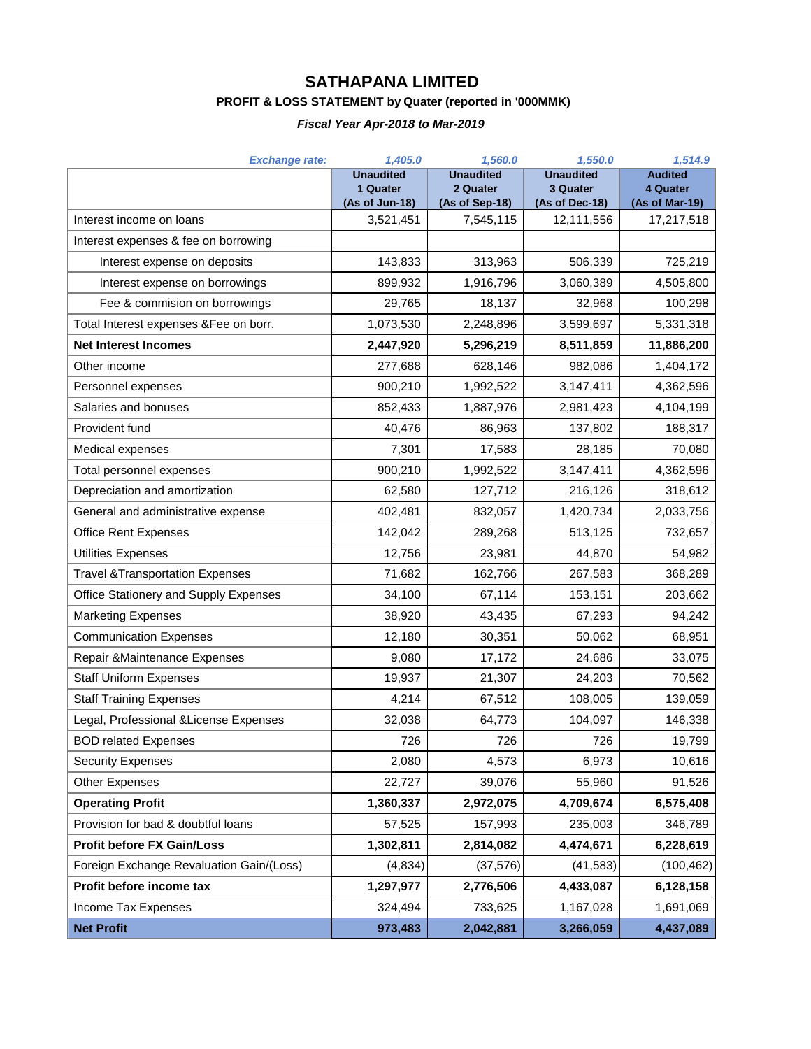# SATHAPANA LIMITED

**PROFIT & LOSS STATEMENT by Quater (reported in '000MMK)**

***Fiscal Year Apr-2018 to Mar-2019***

| *Exchange rate:* | *1,405.0* | *1,560.0* | *1,550.0* | *1,514.9* |
|---|---|---|---|---|
| | **Unaudited 1 Quater (As of Jun-18)** | **Unaudited 2 Quater (As of Sep-18)** | **Unaudited 3 Quater (As of Dec-18)** | **Audited 4 Quater (As of Mar-19)** |
| Interest income on loans | 3,521,451 | 7,545,115 | 12,111,556 | 17,217,518 |
| Interest expenses & fee on borrowing | | | | |
| Interest expense on deposits | 143,833 | 313,963 | 506,339 | 725,219 |
| Interest expense on borrowings | 899,932 | 1,916,796 | 3,060,389 | 4,505,800 |
| Fee & commision on borrowings | 29,765 | 18,137 | 32,968 | 100,298 |
| Total Interest expenses &Fee on borr. | 1,073,530 | 2,248,896 | 3,599,697 | 5,331,318 |
| **Net Interest Incomes** | **2,447,920** | **5,296,219** | **8,511,859** | **11,886,200** |
| Other income | 277,688 | 628,146 | 982,086 | 1,404,172 |
| Personnel expenses | 900,210 | 1,992,522 | 3,147,411 | 4,362,596 |
| Salaries and bonuses | 852,433 | 1,887,976 | 2,981,423 | 4,104,199 |
| Provident fund | 40,476 | 86,963 | 137,802 | 188,317 |
| Medical expenses | 7,301 | 17,583 | 28,185 | 70,080 |
| Total personnel expenses | 900,210 | 1,992,522 | 3,147,411 | 4,362,596 |
| Depreciation and amortization | 62,580 | 127,712 | 216,126 | 318,612 |
| General and administrative expense | 402,481 | 832,057 | 1,420,734 | 2,033,756 |
| Office Rent Expenses | 142,042 | 289,268 | 513,125 | 732,657 |
| Utilities Expenses | 12,756 | 23,981 | 44,870 | 54,982 |
| Travel &Transportation Expenses | 71,682 | 162,766 | 267,583 | 368,289 |
| Office Stationery and Supply Expenses | 34,100 | 67,114 | 153,151 | 203,662 |
| Marketing Expenses | 38,920 | 43,435 | 67,293 | 94,242 |
| Communication Expenses | 12,180 | 30,351 | 50,062 | 68,951 |
| Repair &Maintenance Expenses | 9,080 | 17,172 | 24,686 | 33,075 |
| Staff Uniform Expenses | 19,937 | 21,307 | 24,203 | 70,562 |
| Staff Training Expenses | 4,214 | 67,512 | 108,005 | 139,059 |
| Legal, Professional &License Expenses | 32,038 | 64,773 | 104,097 | 146,338 |
| BOD related Expenses | 726 | 726 | 726 | 19,799 |
| Security Expenses | 2,080 | 4,573 | 6,973 | 10,616 |
| Other Expenses | 22,727 | 39,076 | 55,960 | 91,526 |
| **Operating Profit** | **1,360,337** | **2,972,075** | **4,709,674** | **6,575,408** |
| Provision for bad & doubtful loans | 57,525 | 157,993 | 235,003 | 346,789 |
| **Profit before FX Gain/Loss** | **1,302,811** | **2,814,082** | **4,474,671** | **6,228,619** |
| Foreign Exchange Revaluation Gain/(Loss) | (4,834) | (37,576) | (41,583) | (100,462) |
| **Profit before income tax** | **1,297,977** | **2,776,506** | **4,433,087** | **6,128,158** |
| Income Tax Expenses | 324,494 | 733,625 | 1,167,028 | 1,691,069 |
| **Net Profit** | **973,483** | **2,042,881** | **3,266,059** | **4,437,089** |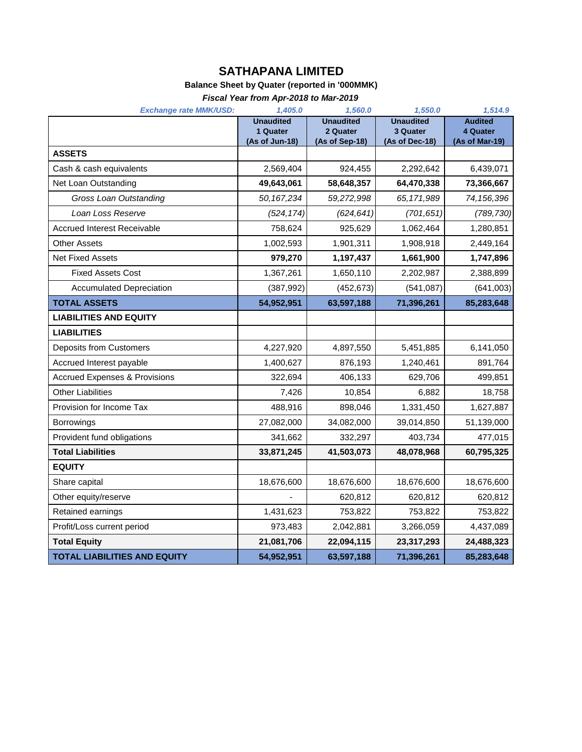# SATHAPANA LIMITED

**Balance Sheet by Quater (reported in '000MMK)**

*Fiscal Year from Apr-2018 to Mar-2019*

| *Exchange rate MMK/USD:* | *1,405.0* | *1,560.0* | *1,550.0* | *1,514.9* |
|---|---|---|---|---|
| | **Unaudited 1 Quater (As of Jun-18)** | **Unaudited 2 Quater (As of Sep-18)** | **Unaudited 3 Quater (As of Dec-18)** | **Audited 4 Quater (As of Mar-19)** |
| **ASSETS** | | | | |
| Cash & cash equivalents | 2,569,404 | 924,455 | 2,292,642 | 6,439,071 |
| Net Loan Outstanding | **49,643,061** | **58,648,357** | **64,470,338** | **73,366,667** |
| *Gross Loan Outstanding* | *50,167,234* | *59,272,998* | *65,171,989* | *74,156,396* |
| *Loan Loss Reserve* | *(524,174)* | *(624,641)* | *(701,651)* | *(789,730)* |
| Accrued Interest Receivable | 758,624 | 925,629 | 1,062,464 | 1,280,851 |
| Other Assets | 1,002,593 | 1,901,311 | 1,908,918 | 2,449,164 |
| Net Fixed Assets | **979,270** | **1,197,437** | **1,661,900** | **1,747,896** |
| Fixed Assets Cost | 1,367,261 | 1,650,110 | 2,202,987 | 2,388,899 |
| Accumulated Depreciation | (387,992) | (452,673) | (541,087) | (641,003) |
| **TOTAL ASSETS** | **54,952,951** | **63,597,188** | **71,396,261** | **85,283,648** |
| **LIABILITIES AND EQUITY** | | | | |
| **LIABILITIES** | | | | |
| Deposits from Customers | 4,227,920 | 4,897,550 | 5,451,885 | 6,141,050 |
| Accrued Interest payable | 1,400,627 | 876,193 | 1,240,461 | 891,764 |
| Accrued Expenses & Provisions | 322,694 | 406,133 | 629,706 | 499,851 |
| Other Liabilities | 7,426 | 10,854 | 6,882 | 18,758 |
| Provision for Income Tax | 488,916 | 898,046 | 1,331,450 | 1,627,887 |
| Borrowings | 27,082,000 | 34,082,000 | 39,014,850 | 51,139,000 |
| Provident fund obligations | 341,662 | 332,297 | 403,734 | 477,015 |
| **Total Liabilities** | **33,871,245** | **41,503,073** | **48,078,968** | **60,795,325** |
| **EQUITY** | | | | |
| Share capital | 18,676,600 | 18,676,600 | 18,676,600 | 18,676,600 |
| Other equity/reserve | - | 620,812 | 620,812 | 620,812 |
| Retained earnings | 1,431,623 | 753,822 | 753,822 | 753,822 |
| Profit/Loss current period | 973,483 | 2,042,881 | 3,266,059 | 4,437,089 |
| **Total Equity** | **21,081,706** | **22,094,115** | **23,317,293** | **24,488,323** |
| **TOTAL LIABILITIES AND EQUITY** | **54,952,951** | **63,597,188** | **71,396,261** | **85,283,648** |